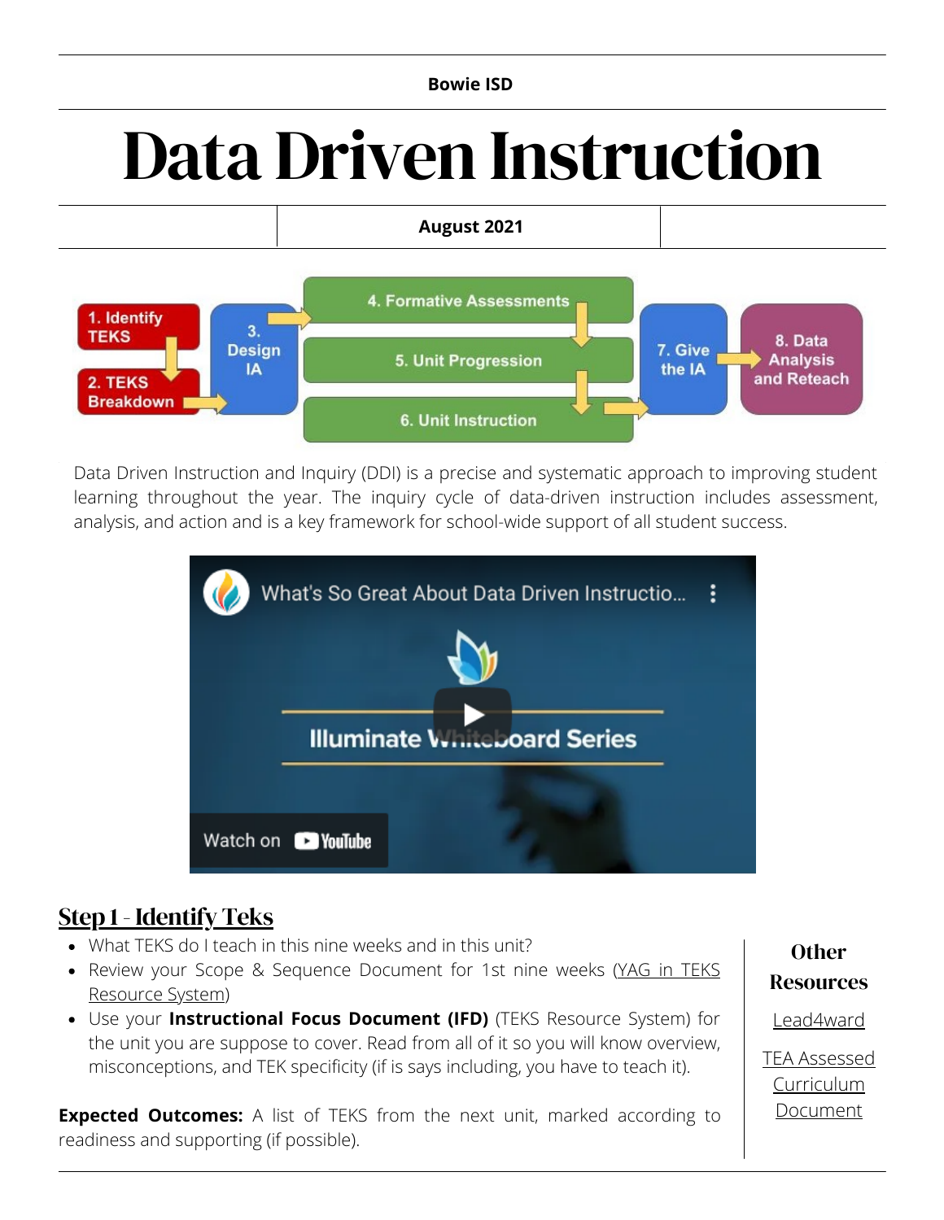Bowie ISD

# Data Driven Instruction

August 2021

1. Identify TEKS
2. TEKS Breakdown
3. Design IA
4. Formative Assessments
5. Unit Progression
6. Unit Instruction
7. Give the IA
8. Data Analysis and Reteach

Data Driven Instruction and Inquiry (DDI) is a precise and systematic approach to improving student learning throughout the year. The inquiry cycle of data-driven instruction includes assessment, analysis, and action and is a key framework for school-wide support of all student success.

What's So Great About Data Driven Instructio...

Illuminate Whiteboard Series

Watch on YouTube

## Step 1 - Identify Teks

- What TEKS do I teach in this nine weeks and in this unit?
- Review your Scope & Sequence Document for 1st nine weeks (YAG in TEKS Resource System)
- Use your **Instructional Focus Document (IFD)** (TEKS Resource System) for the unit you are suppose to cover. Read from all of it so you will know overview, misconceptions, and TEK specificity (if is says including, you have to teach it).

**Expected Outcomes:** A list of TEKS from the next unit, marked according to readiness and supporting (if possible).

### Other Resources

Lead4ward

TEA Assessed Curriculum Document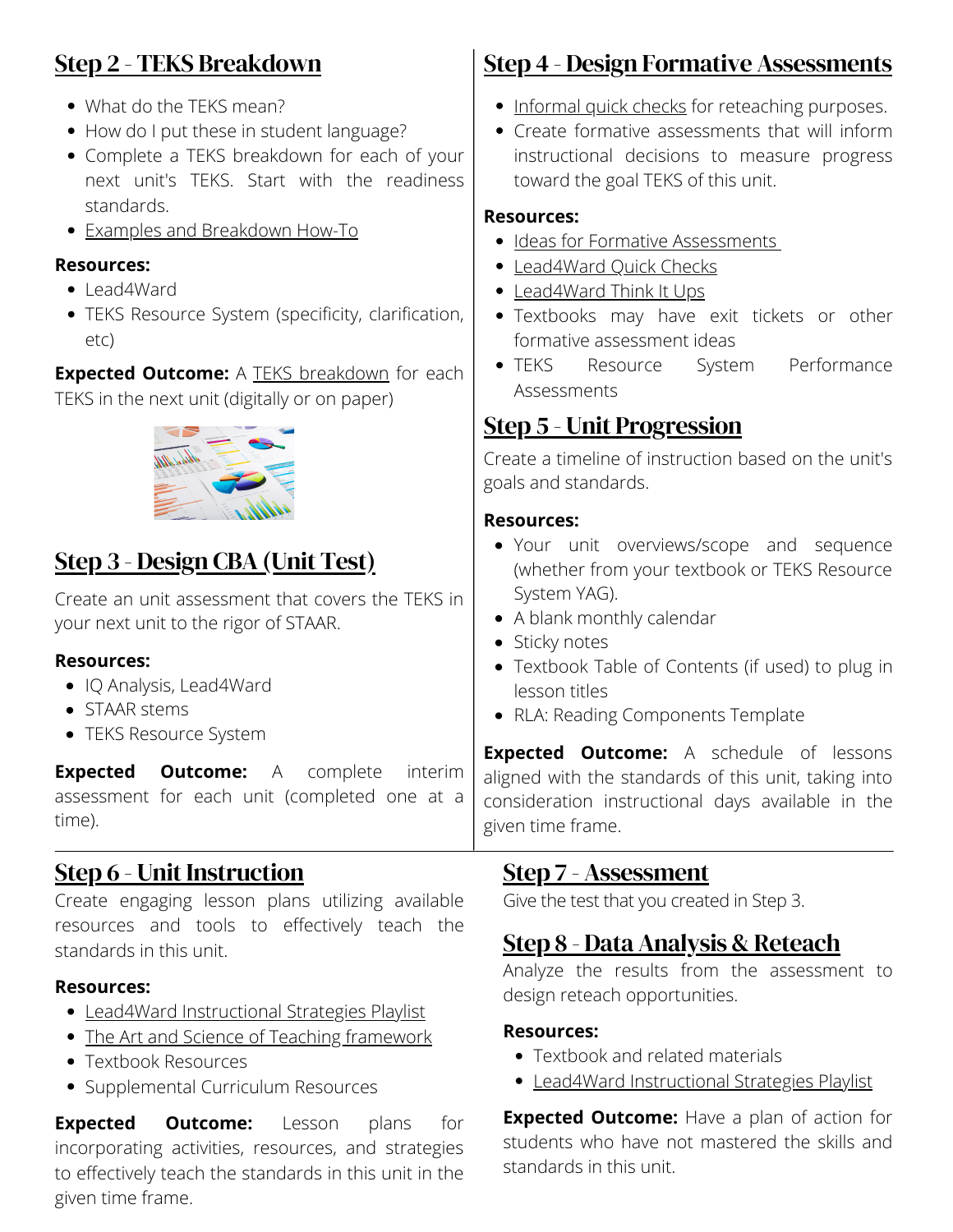## Step 2 - TEKS Breakdown

- What do the TEKS mean?
- How do I put these in student language?
- Complete a TEKS breakdown for each of your next unit's TEKS. Start with the readiness standards.
- Examples and Breakdown How-To

**Resources:**

- Lead4Ward
- TEKS Resource System (specificity, clarification, etc)

**Expected Outcome:** A TEKS breakdown for each TEKS in the next unit (digitally or on paper)

## Step 3 - Design CBA (Unit Test)

Create an unit assessment that covers the TEKS in your next unit to the rigor of STAAR.

**Resources:**

- IQ Analysis, Lead4Ward
- STAAR stems
- TEKS Resource System

**Expected Outcome:** A complete interim assessment for each unit (completed one at a time).

## Step 4 - Design Formative Assessments

- Informal quick checks for reteaching purposes.
- Create formative assessments that will inform instructional decisions to measure progress toward the goal TEKS of this unit.

**Resources:**

- Ideas for Formative Assessments
- Lead4Ward Quick Checks
- Lead4Ward Think It Ups
- Textbooks may have exit tickets or other formative assessment ideas
- TEKS Resource System Performance Assessments

## Step 5 - Unit Progression

Create a timeline of instruction based on the unit's goals and standards.

**Resources:**

- Your unit overviews/scope and sequence (whether from your textbook or TEKS Resource System YAG).
- A blank monthly calendar
- Sticky notes
- Textbook Table of Contents (if used) to plug in lesson titles
- RLA: Reading Components Template

**Expected Outcome:** A schedule of lessons aligned with the standards of this unit, taking into consideration instructional days available in the given time frame.

## Step 6 - Unit Instruction

Create engaging lesson plans utilizing available resources and tools to effectively teach the standards in this unit.

**Resources:**

- Lead4Ward Instructional Strategies Playlist
- The Art and Science of Teaching framework
- Textbook Resources
- Supplemental Curriculum Resources

**Expected Outcome:** Lesson plans for incorporating activities, resources, and strategies to effectively teach the standards in this unit in the given time frame.

## Step 7 - Assessment

Give the test that you created in Step 3.

## Step 8 - Data Analysis & Reteach

Analyze the results from the assessment to design reteach opportunities.

**Resources:**

- Textbook and related materials
- Lead4Ward Instructional Strategies Playlist

**Expected Outcome:** Have a plan of action for students who have not mastered the skills and standards in this unit.